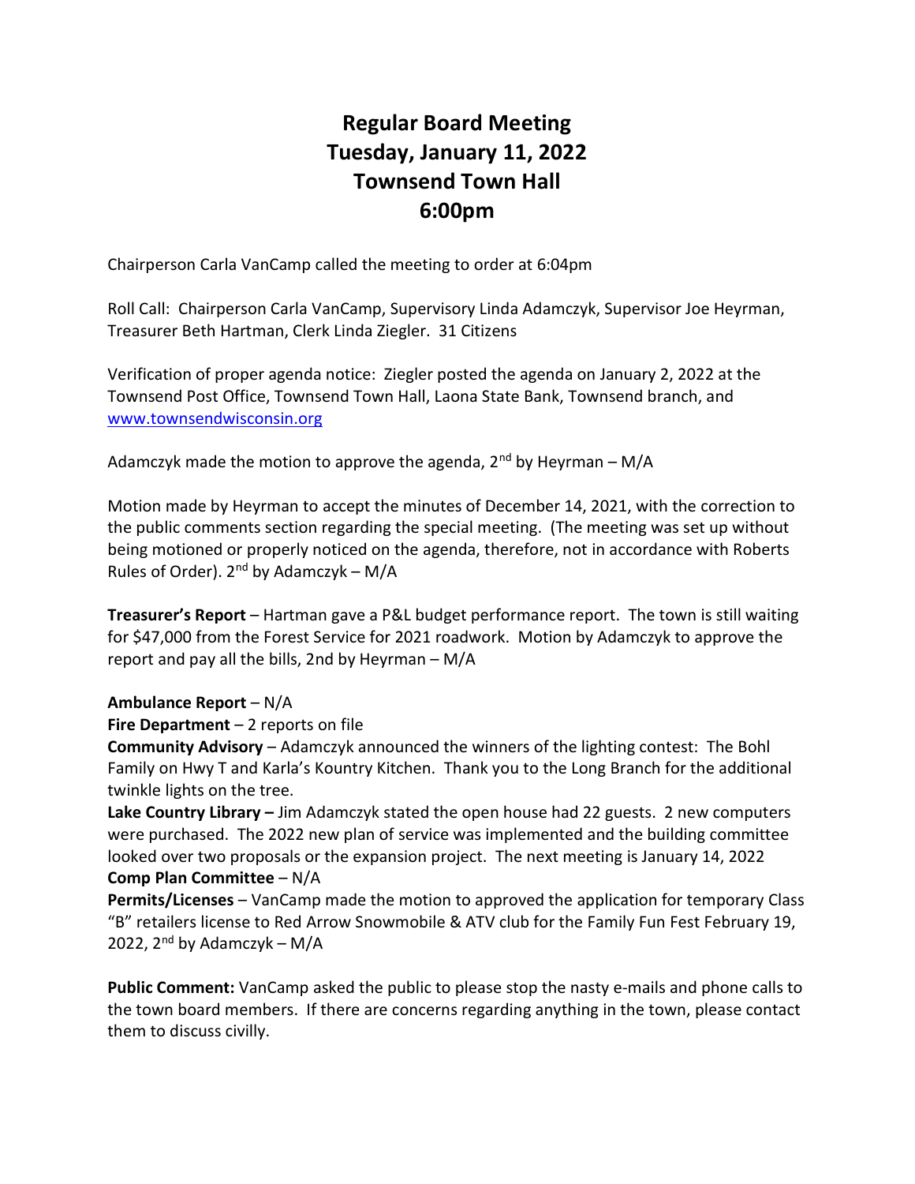# Regular Board Meeting
# Tuesday, January 11, 2022
# Townsend Town Hall
# 6:00pm

Chairperson Carla VanCamp called the meeting to order at 6:04pm

Roll Call: Chairperson Carla VanCamp, Supervisory Linda Adamczyk, Supervisor Joe Heyrman, Treasurer Beth Hartman, Clerk Linda Ziegler. 31 Citizens

Verification of proper agenda notice: Ziegler posted the agenda on January 2, 2022 at the Townsend Post Office, Townsend Town Hall, Laona State Bank, Townsend branch, and www.townsendwisconsin.org

Adamczyk made the motion to approve the agenda, 2nd by Heyrman – M/A

Motion made by Heyrman to accept the minutes of December 14, 2021, with the correction to the public comments section regarding the special meeting. (The meeting was set up without being motioned or properly noticed on the agenda, therefore, not in accordance with Roberts Rules of Order). 2nd by Adamczyk – M/A

**Treasurer's Report** – Hartman gave a P&L budget performance report. The town is still waiting for $47,000 from the Forest Service for 2021 roadwork. Motion by Adamczyk to approve the report and pay all the bills, 2nd by Heyrman – M/A

**Ambulance Report** – N/A
**Fire Department** – 2 reports on file
**Community Advisory** – Adamczyk announced the winners of the lighting contest: The Bohl Family on Hwy T and Karla's Kountry Kitchen. Thank you to the Long Branch for the additional twinkle lights on the tree.
**Lake Country Library –** Jim Adamczyk stated the open house had 22 guests. 2 new computers were purchased. The 2022 new plan of service was implemented and the building committee looked over two proposals or the expansion project. The next meeting is January 14, 2022
**Comp Plan Committee** – N/A
**Permits/Licenses** – VanCamp made the motion to approved the application for temporary Class "B" retailers license to Red Arrow Snowmobile & ATV club for the Family Fun Fest February 19, 2022, 2nd by Adamczyk – M/A

**Public Comment:** VanCamp asked the public to please stop the nasty e-mails and phone calls to the town board members. If there are concerns regarding anything in the town, please contact them to discuss civilly.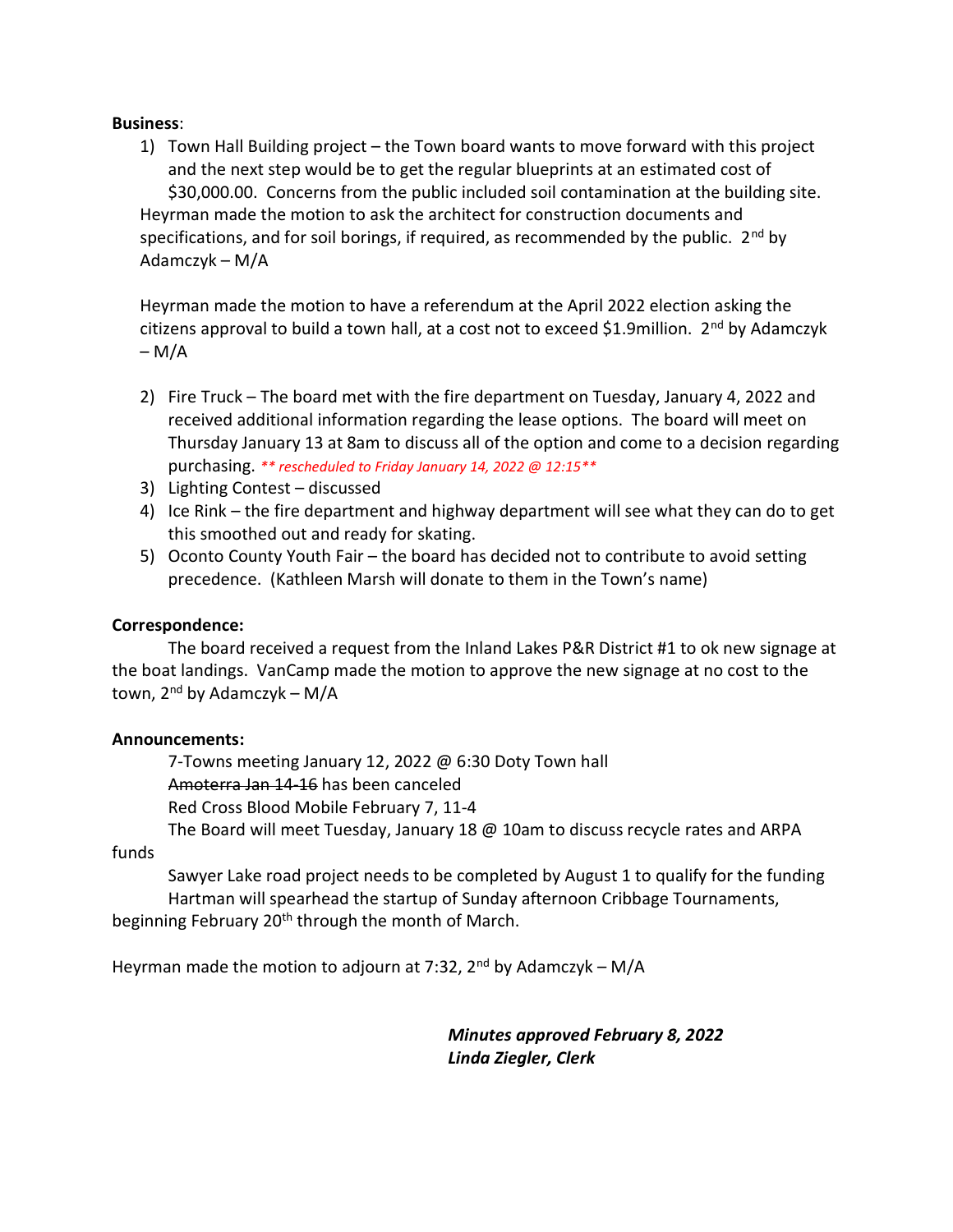**Business**:

1) Town Hall Building project – the Town board wants to move forward with this project and the next step would be to get the regular blueprints at an estimated cost of $30,000.00. Concerns from the public included soil contamination at the building site.

Heyrman made the motion to ask the architect for construction documents and specifications, and for soil borings, if required, as recommended by the public. 2nd by Adamczyk – M/A

Heyrman made the motion to have a referendum at the April 2022 election asking the citizens approval to build a town hall, at a cost not to exceed $1.9million. 2nd by Adamczyk – M/A

2) Fire Truck – The board met with the fire department on Tuesday, January 4, 2022 and received additional information regarding the lease options. The board will meet on Thursday January 13 at 8am to discuss all of the option and come to a decision regarding purchasing. *\*\* rescheduled to Friday January 14, 2022 @ 12:15\*\**
3) Lighting Contest – discussed
4) Ice Rink – the fire department and highway department will see what they can do to get this smoothed out and ready for skating.
5) Oconto County Youth Fair – the board has decided not to contribute to avoid setting precedence. (Kathleen Marsh will donate to them in the Town's name)

**Correspondence:**

The board received a request from the Inland Lakes P&R District #1 to ok new signage at the boat landings. VanCamp made the motion to approve the new signage at no cost to the town, 2nd by Adamczyk – M/A

**Announcements:**

7-Towns meeting January 12, 2022 @ 6:30 Doty Town hall

~~Amoterra Jan 14-16~~ has been canceled

Red Cross Blood Mobile February 7, 11-4

The Board will meet Tuesday, January 18 @ 10am to discuss recycle rates and ARPA funds

Sawyer Lake road project needs to be completed by August 1 to qualify for the funding

Hartman will spearhead the startup of Sunday afternoon Cribbage Tournaments, beginning February 20th through the month of March.

Heyrman made the motion to adjourn at 7:32, 2nd by Adamczyk – M/A

***Minutes approved February 8, 2022***
***Linda Ziegler, Clerk***